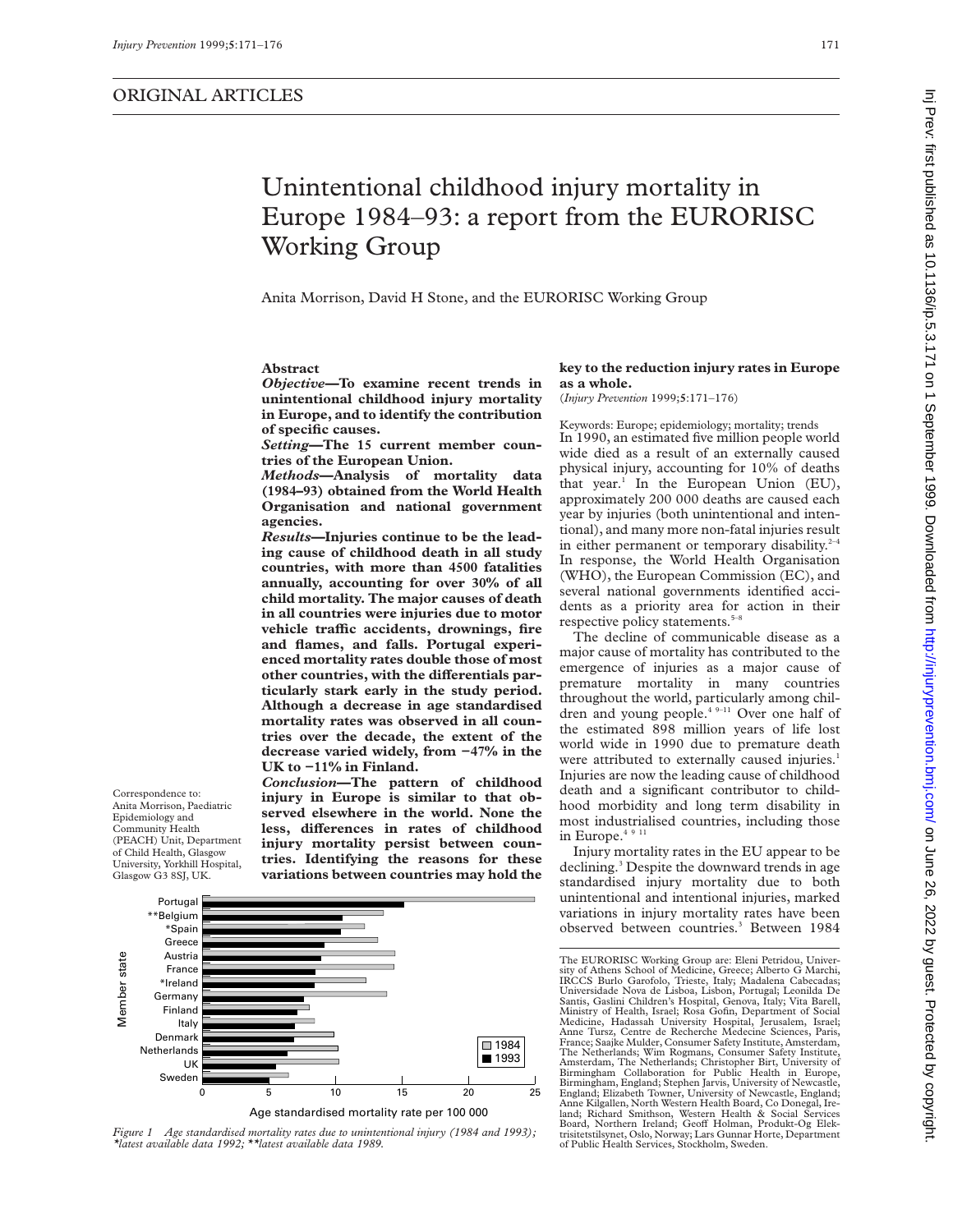ORIGINAL ARTICLES

# Unintentional childhood injury mortality in Europe 1984–93: a report from the EURORISC Working Group

Anita Morrison, David H Stone, and the EURORISC Working Group

## Abstract

***Objective*—To examine recent trends in unintentional childhood injury mortality in Europe, and to identify the contribution of specific causes.**

***Setting*—The 15 current member countries of the European Union.**

***Methods*—Analysis of mortality data (1984–93) obtained from the World Health Organisation and national government agencies.**

***Results*—Injuries continue to be the leading cause of childhood death in all study countries, with more than 4500 fatalities annually, accounting for over 30% of all child mortality. The major causes of death in all countries were injuries due to motor vehicle traffic accidents, drownings, fire and flames, and falls. Portugal experienced mortality rates double those of most other countries, with the differentials particularly stark early in the study period. Although a decrease in age standardised mortality rates was observed in all countries over the decade, the extent of the decrease varied widely, from −47% in the UK to −11% in Finland.**

***Conclusion*—The pattern of childhood injury in Europe is similar to that observed elsewhere in the world. None the less, differences in rates of childhood injury mortality persist between countries. Identifying the reasons for these variations between countries may hold the key to the reduction injury rates in Europe as a whole.**

(*Injury Prevention* 1999;**5**:171–176)

Keywords: Europe; epidemiology; mortality; trends

Correspondence to: Anita Morrison, Paediatric Epidemiology and Community Health (PEACH) Unit, Department of Child Health, Glasgow University, Yorkhill Hospital, Glasgow G3 8SJ, UK.

In 1990, an estimated five million people world wide died as a result of an externally caused physical injury, accounting for 10% of deaths that year.[1] In the European Union (EU), approximately 200 000 deaths are caused each year by injuries (both unintentional and intentional), and many more non-fatal injuries result in either permanent or temporary disability.[2–4] In response, the World Health Organisation (WHO), the European Commission (EC), and several national governments identified accidents as a priority area for action in their respective policy statements.[5–8]

The decline of communicable disease as a major cause of mortality has contributed to the emergence of injuries as a major cause of premature mortality in many countries throughout the world, particularly among children and young people.[4 9–11] Over one half of the estimated 898 million years of life lost world wide in 1990 due to premature death were attributed to externally caused injuries.[1] Injuries are now the leading cause of childhood death and a significant contributor to childhood morbidity and long term disability in most industrialised countries, including those in Europe.[4 9 11]

Injury mortality rates in the EU appear to be declining.[3] Despite the downward trends in age standardised injury mortality due to both unintentional and intentional injuries, marked variations in injury mortality rates have been observed between countries.[3] Between 1984

*Figure 1 Age standardised mortality rates due to unintentional injury (1984 and 1993); \*latest available data 1992; \*\*latest available data 1989.*

The EURORISC Working Group are: Eleni Petridou, University of Athens School of Medicine, Greece; Alberto G Marchi, IRCCS Burlo Garofolo, Trieste, Italy; Madalena Cabecadas; Universidade Nova de Lisboa, Lisbon, Portugal; Leonilda De Santis, Gaslini Children's Hospital, Genova, Italy; Vita Barell, Ministry of Health, Israel; Rosa Gofin, Department of Social Medicine, Hadassah University Hospital, Jerusalem, Israel; Anne Tursz, Centre de Recherche Medecine Sciences, Paris, France; Saajke Mulder, Consumer Safety Institute, Amsterdam, The Netherlands; Wim Rogmans, Consumer Safety Institute, Amsterdam, The Netherlands; Christopher Birt, University of Birmingham Collaboration for Public Health in Europe, Birmingham, England; Stephen Jarvis, University of Newcastle, England; Elizabeth Towner, University of Newcastle, England; Anne Kilgallen, North Western Health Board, Co Donegal, Ireland; Richard Smithson, Western Health & Social Services Board, Northern Ireland; Geoff Holman, Produkt-Og Elektrisitetstilsynet, Oslo, Norway; Lars Gunnar Horte, Department of Public Health Services, Stockholm, Sweden.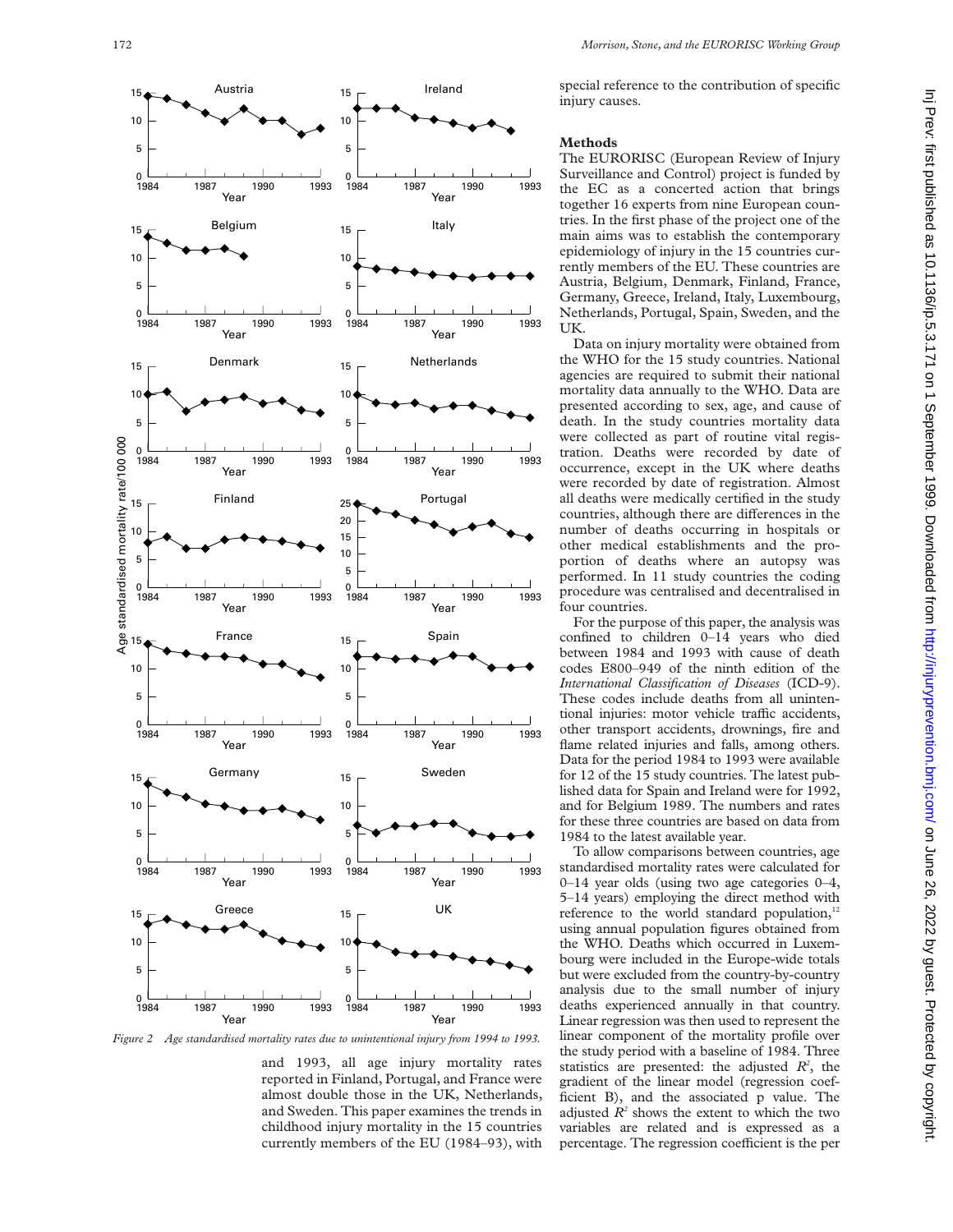*Figure 2 Age standardised mortality rates due to unintentional injury from 1994 to 1993.*

and 1993, all age injury mortality rates reported in Finland, Portugal, and France were almost double those in the UK, Netherlands, and Sweden. This paper examines the trends in childhood injury mortality in the 15 countries currently members of the EU (1984–93), with special reference to the contribution of specific injury causes.

## Methods

The EURORISC (European Review of Injury Surveillance and Control) project is funded by the EC as a concerted action that brings together 16 experts from nine European countries. In the first phase of the project one of the main aims was to establish the contemporary epidemiology of injury in the 15 countries currently members of the EU. These countries are Austria, Belgium, Denmark, Finland, France, Germany, Greece, Ireland, Italy, Luxembourg, Netherlands, Portugal, Spain, Sweden, and the UK.

Data on injury mortality were obtained from the WHO for the 15 study countries. National agencies are required to submit their national mortality data annually to the WHO. Data are presented according to sex, age, and cause of death. In the study countries mortality data were collected as part of routine vital registration. Deaths were recorded by date of occurrence, except in the UK where deaths were recorded by date of registration. Almost all deaths were medically certified in the study countries, although there are differences in the number of deaths occurring in hospitals or other medical establishments and the proportion of deaths where an autopsy was performed. In 11 study countries the coding procedure was centralised and decentralised in four countries.

For the purpose of this paper, the analysis was confined to children 0–14 years who died between 1984 and 1993 with cause of death codes E800–949 of the ninth edition of the *International Classification of Diseases* (ICD-9). These codes include deaths from all unintentional injuries: motor vehicle traffic accidents, other transport accidents, drownings, fire and flame related injuries and falls, among others. Data for the period 1984 to 1993 were available for 12 of the 15 study countries. The latest published data for Spain and Ireland were for 1992, and for Belgium 1989. The numbers and rates for these three countries are based on data from 1984 to the latest available year.

To allow comparisons between countries, age standardised mortality rates were calculated for 0–14 year olds (using two age categories 0–4, 5–14 years) employing the direct method with reference to the world standard population,[12] using annual population figures obtained from the WHO. Deaths which occurred in Luxembourg were included in the Europe-wide totals but were excluded from the country-by-country analysis due to the small number of injury deaths experienced annually in that country. Linear regression was then used to represent the linear component of the mortality profile over the study period with a baseline of 1984. Three statistics are presented: the adjusted $R^2$, the gradient of the linear model (regression coefficient B), and the associated p value. The adjusted $R^2$ shows the extent to which the two variables are related and is expressed as a percentage. The regression coefficient is the per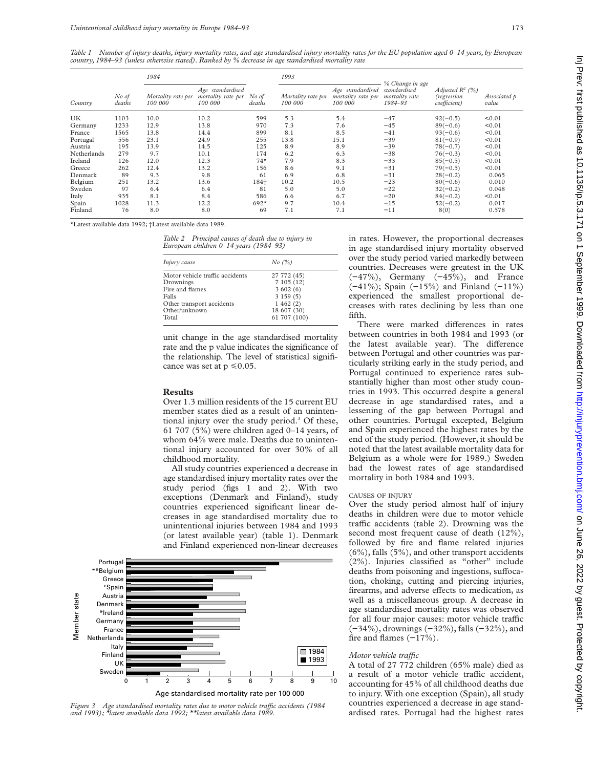*Table 1 Number of injury deaths, injury mortality rates, and age standardised injury mortality rates for the EU population aged 0–14 years, by European country, 1984–93 (unless otherwise stated). Ranked by % decrease in age standardised mortality rate*

| Country | 1984 | | | 1993 | | | % Change in age standardised mortality rate 1984–93 | Adjusted $R^2$ (%) (regression coefficient) | Associated p value |
|---|---|---|---|---|---|---|---|---|---|
| | No of deaths | Mortality rate per 100 000 | Age standardised mortality rate per 100 000 | No of deaths | Mortality rate per 100 000 | Age standardised mortality rate per 100 000 | | | |
| UK | 1103 | 10.0 | 10.2 | 599 | 5.3 | 5.4 | −47 | 92(−0.5) | <0.01 |
| Germany | 1233 | 12.9 | 13.8 | 970 | 7.3 | 7.6 | −45 | 89(−0.6) | <0.01 |
| France | 1565 | 13.8 | 14.4 | 899 | 8.1 | 8.5 | −41 | 93(−0.6) | <0.01 |
| Portugal | 556 | 23.1 | 24.9 | 255 | 13.8 | 15.1 | −39 | 81(−0.9) | <0.01 |
| Austria | 195 | 13.9 | 14.5 | 125 | 8.9 | 8.9 | −39 | 78(−0.7) | <0.01 |
| Netherlands | 279 | 9.7 | 10.1 | 174 | 6.2 | 6.3 | −38 | 76(−0.3) | <0.01 |
| Ireland | 126 | 12.0 | 12.3 | 74* | 7.9 | 8.3 | −33 | 85(−0.5) | <0.01 |
| Greece | 262 | 12.4 | 13.2 | 156 | 8.6 | 9.1 | −31 | 79(−0.5) | <0.01 |
| Denmark | 89 | 9.3 | 9.8 | 61 | 6.9 | 6.8 | −31 | 28(−0.2) | 0.065 |
| Belgium | 251 | 13.2 | 13.6 | 184† | 10.2 | 10.5 | −23 | 80(−0.6) | 0.010 |
| Sweden | 97 | 6.4 | 6.4 | 81 | 5.0 | 5.0 | −22 | 32(−0.2) | 0.048 |
| Italy | 935 | 8.1 | 8.4 | 586 | 6.6 | 6.7 | −20 | 84(−0.2) | <0.01 |
| Spain | 1028 | 11.3 | 12.2 | 692* | 9.7 | 10.4 | −15 | 52(−0.2) | 0.017 |
| Finland | 76 | 8.0 | 8.0 | 69 | 7.1 | 7.1 | −11 | 8(0) | 0.578 |

*Latest available data 1992; †Latest available data 1989.

unit change in the age standardised mortality rate and the p value indicates the significance of the relationship. The level of statistical significance was set at $p \leq 0.05$.

## Results

Over 1.3 million residents of the 15 current EU member states died as a result of an unintentional injury over the study period.[3] Of these, 61 707 (5%) were children aged 0–14 years, of whom 64% were male. Deaths due to unintentional injury accounted for over 30% of all childhood mortality.

All study countries experienced a decrease in age standardised injury mortality rates over the study period (figs 1 and 2). With two exceptions (Denmark and Finland), study countries experienced significant linear decreases in age standardised mortality due to unintentional injuries between 1984 and 1993 (or latest available year) (table 1). Denmark and Finland experienced non-linear decreases in rates. However, the proportional decreases in age standardised injury mortality observed over the study period varied markedly between countries. Decreases were greatest in the UK (−47%), Germany (−45%), and France (−41%); Spain (−15%) and Finland (−11%) experienced the smallest proportional decreases with rates declining by less than one fifth.

There were marked differences in rates between countries in both 1984 and 1993 (or the latest available year). The difference between Portugal and other countries was particularly striking early in the study period, and Portugal continued to experience rates substantially higher than most other study countries in 1993. This occurred despite a general decrease in age standardised rates, and a lessening of the gap between Portugal and other countries. Portugal excepted, Belgium and Spain experienced the highest rates by the end of the study period. (However, it should be noted that the latest available mortality data for Belgium as a whole were for 1989.) Sweden had the lowest rates of age standardised mortality in both 1984 and 1993.

*Table 2 Principal causes of death due to injury in European children 0–14 years (1984–93)*

| Injury cause | No (%) |
|---|---|
| Motor vehicle traffic accidents | 27 772 (45) |
| Drownings | 7 105 (12) |
| Fire and flames | 3 602 (6) |
| Falls | 3 159 (5) |
| Other transport accidents | 1 462 (2) |
| Other/unknown | 18 607 (30) |
| Total | 61 707 (100) |

### CAUSES OF INJURY

Over the study period almost half of injury deaths in children were due to motor vehicle traffic accidents (table 2). Drowning was the second most frequent cause of death (12%), followed by fire and flame related injuries (6%), falls (5%), and other transport accidents (2%). Injuries classified as "other" include deaths from poisoning and ingestions, suffocation, choking, cutting and piercing injuries, firearms, and adverse effects to medication, as well as a miscellaneous group. A decrease in age standardised mortality rates was observed for all four major causes: motor vehicle traffic (−34%), drownings (−32%), falls (−32%), and fire and flames (−17%).

#### *Motor vehicle traffic*

A total of 27 772 children (65% male) died as a result of a motor vehicle traffic accident, accounting for 45% of all childhood deaths due to injury. With one exception (Spain), all study countries experienced a decrease in age standardised rates. Portugal had the highest rates

*Figure 3 Age standardised mortality rates due to motor vehicle traffic accidents (1984 and 1993); *latest available data 1992; **latest available data 1989.*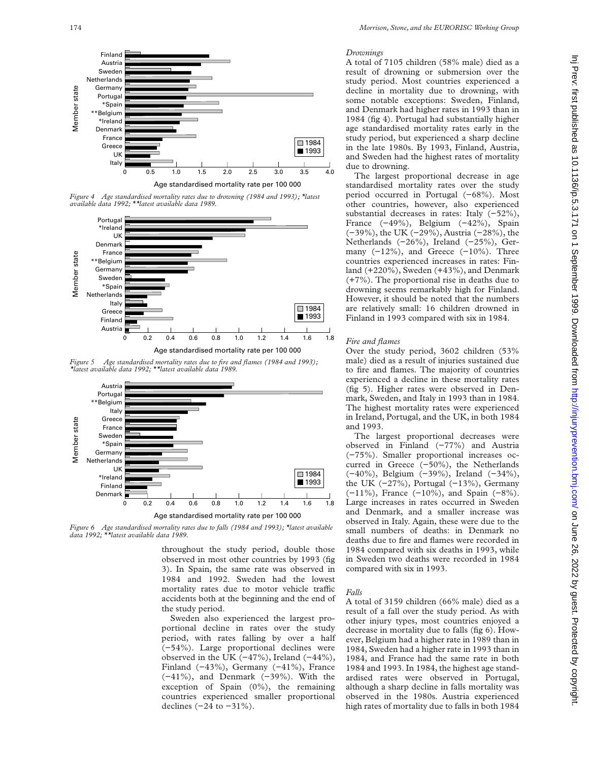Figure 4 Age standardised mortality rates due to drowning (1984 and 1993); *latest available data 1992; **latest available data 1989.

Figure 5 Age standardised mortality rates due to fire and flames (1984 and 1993); *latest available data 1992; **latest available data 1989.

Figure 6 Age standardised mortality rates due to falls (1984 and 1993); *latest available data 1992; **latest available data 1989.

throughout the study period, double those observed in most other countries by 1993 (fig 3). In Spain, the same rate was observed in 1984 and 1992. Sweden had the lowest mortality rates due to motor vehicle traffic accidents both at the beginning and the end of the study period.

Sweden also experienced the largest proportional decline in rates over the study period, with rates falling by over a half (−54%). Large proportional declines were observed in the UK (−47%), Ireland (−44%), Finland (−43%), Germany (−41%), France (−41%), and Denmark (−39%). With the exception of Spain (0%), the remaining countries experienced smaller proportional declines (−24 to −31%).

*Drownings*

A total of 7105 children (58% male) died as a result of drowning or submersion over the study period. Most countries experienced a decline in mortality due to drowning, with some notable exceptions: Sweden, Finland, and Denmark had higher rates in 1993 than in 1984 (fig 4). Portugal had substantially higher age standardised mortality rates early in the study period, but experienced a sharp decline in the late 1980s. By 1993, Finland, Austria, and Sweden had the highest rates of mortality due to drowning.

The largest proportional decrease in age standardised mortality rates over the study period occurred in Portugal (−68%). Most other countries, however, also experienced substantial decreases in rates: Italy (−52%), France (−49%), Belgium (−42%), Spain (−39%), the UK (−29%), Austria (−28%), the Netherlands (−26%), Ireland (−25%), Germany (−12%), and Greece (−10%). Three countries experienced increases in rates: Finland (+220%), Sweden (+43%), and Denmark (+7%). The proportional rise in deaths due to drowning seems remarkably high for Finland. However, it should be noted that the numbers are relatively small: 16 children drowned in Finland in 1993 compared with six in 1984.

*Fire and flames*

Over the study period, 3602 children (53% male) died as a result of injuries sustained due to fire and flames. The majority of countries experienced a decline in these mortality rates (fig 5). Higher rates were observed in Denmark, Sweden, and Italy in 1993 than in 1984. The highest mortality rates were experienced in Ireland, Portugal, and the UK, in both 1984 and 1993.

The largest proportional decreases were observed in Finland (−77%) and Austria (−75%). Smaller proportional increases occurred in Greece (−50%), the Netherlands (−40%), Belgium (−39%), Ireland (−34%), the UK (−27%), Portugal (−13%), Germany (−11%), France (−10%), and Spain (−8%). Large increases in rates occurred in Sweden and Denmark, and a smaller increase was observed in Italy. Again, these were due to the small numbers of deaths: in Denmark no deaths due to fire and flames were recorded in 1984 compared with six deaths in 1993, while in Sweden two deaths were recorded in 1984 compared with six in 1993.

*Falls*

A total of 3159 children (66% male) died as a result of a fall over the study period. As with other injury types, most countries enjoyed a decrease in mortality due to falls (fig 6). However, Belgium had a higher rate in 1989 than in 1984, Sweden had a higher rate in 1993 than in 1984, and France had the same rate in both 1984 and 1993. In 1984, the highest age standardised rates were observed in Portugal, although a sharp decline in falls mortality was observed in the 1980s. Austria experienced high rates of mortality due to falls in both 1984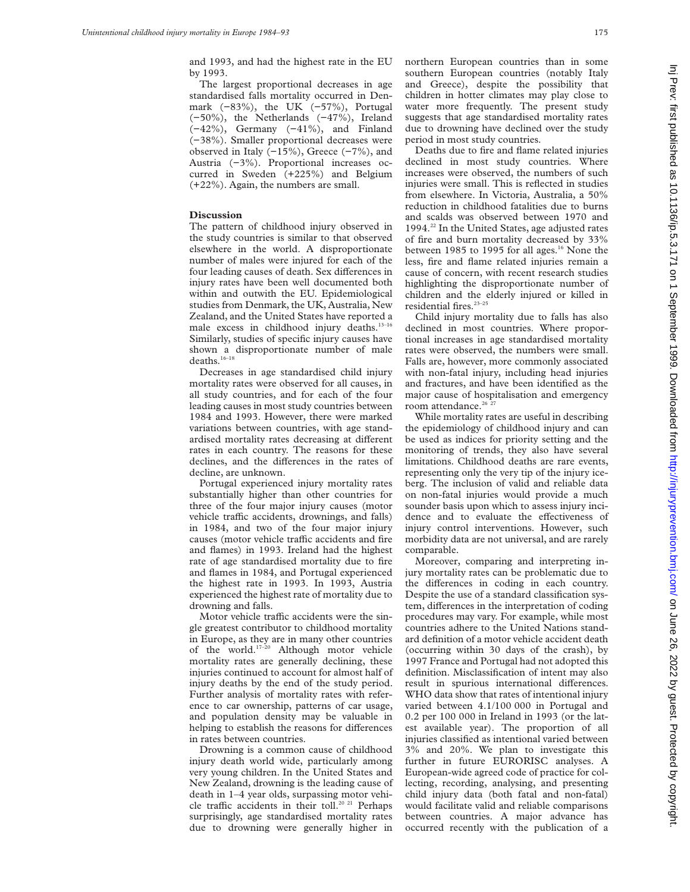and 1993, and had the highest rate in the EU by 1993.

The largest proportional decreases in age standardised falls mortality occurred in Denmark (−83%), the UK (−57%), Portugal (−50%), the Netherlands (−47%), Ireland (−42%), Germany (−41%), and Finland (−38%). Smaller proportional decreases were observed in Italy (−15%), Greece (−7%), and Austria (−3%). Proportional increases occurred in Sweden (+225%) and Belgium (+22%). Again, the numbers are small.

## Discussion

The pattern of childhood injury observed in the study countries is similar to that observed elsewhere in the world. A disproportionate number of males were injured for each of the four leading causes of death. Sex differences in injury rates have been well documented both within and outwith the EU. Epidemiological studies from Denmark, the UK, Australia, New Zealand, and the United States have reported a male excess in childhood injury deaths.[13–16] Similarly, studies of specific injury causes have shown a disproportionate number of male deaths.[16–18]

Decreases in age standardised child injury mortality rates were observed for all causes, in all study countries, and for each of the four leading causes in most study countries between 1984 and 1993. However, there were marked variations between countries, with age standardised mortality rates decreasing at different rates in each country. The reasons for these declines, and the differences in the rates of decline, are unknown.

Portugal experienced injury mortality rates substantially higher than other countries for three of the four major injury causes (motor vehicle traffic accidents, drownings, and falls) in 1984, and two of the four major injury causes (motor vehicle traffic accidents and fire and flames) in 1993. Ireland had the highest rate of age standardised mortality due to fire and flames in 1984, and Portugal experienced the highest rate in 1993. In 1993, Austria experienced the highest rate of mortality due to drowning and falls.

Motor vehicle traffic accidents were the single greatest contributor to childhood mortality in Europe, as they are in many other countries of the world.[17–20] Although motor vehicle mortality rates are generally declining, these injuries continued to account for almost half of injury deaths by the end of the study period. Further analysis of mortality rates with reference to car ownership, patterns of car usage, and population density may be valuable in helping to establish the reasons for differences in rates between countries.

Drowning is a common cause of childhood injury death world wide, particularly among very young children. In the United States and New Zealand, drowning is the leading cause of death in 1–4 year olds, surpassing motor vehicle traffic accidents in their toll.[20 21] Perhaps surprisingly, age standardised mortality rates due to drowning were generally higher in northern European countries than in some southern European countries (notably Italy and Greece), despite the possibility that children in hotter climates may play close to water more frequently. The present study suggests that age standardised mortality rates due to drowning have declined over the study period in most study countries.

Deaths due to fire and flame related injuries declined in most study countries. Where increases were observed, the numbers of such injuries were small. This is reflected in studies from elsewhere. In Victoria, Australia, a 50% reduction in childhood fatalities due to burns and scalds was observed between 1970 and 1994.[22] In the United States, age adjusted rates of fire and burn mortality decreased by 33% between 1985 to 1995 for all ages.[16] None the less, fire and flame related injuries remain a cause of concern, with recent research studies highlighting the disproportionate number of children and the elderly injured or killed in residential fires.[23–25]

Child injury mortality due to falls has also declined in most countries. Where proportional increases in age standardised mortality rates were observed, the numbers were small. Falls are, however, more commonly associated with non-fatal injury, including head injuries and fractures, and have been identified as the major cause of hospitalisation and emergency room attendance.[26 27]

While mortality rates are useful in describing the epidemiology of childhood injury and can be used as indices for priority setting and the monitoring of trends, they also have several limitations. Childhood deaths are rare events, representing only the very tip of the injury iceberg. The inclusion of valid and reliable data on non-fatal injuries would provide a much sounder basis upon which to assess injury incidence and to evaluate the effectiveness of injury control interventions. However, such morbidity data are not universal, and are rarely comparable.

Moreover, comparing and interpreting injury mortality rates can be problematic due to the differences in coding in each country. Despite the use of a standard classification system, differences in the interpretation of coding procedures may vary. For example, while most countries adhere to the United Nations standard definition of a motor vehicle accident death (occurring within 30 days of the crash), by 1997 France and Portugal had not adopted this definition. Misclassification of intent may also result in spurious international differences. WHO data show that rates of intentional injury varied between 4.1/100 000 in Portugal and 0.2 per 100 000 in Ireland in 1993 (or the latest available year). The proportion of all injuries classified as intentional varied between 3% and 20%. We plan to investigate this further in future EURORISC analyses. A European-wide agreed code of practice for collecting, recording, analysing, and presenting child injury data (both fatal and non-fatal) would facilitate valid and reliable comparisons between countries. A major advance has occurred recently with the publication of a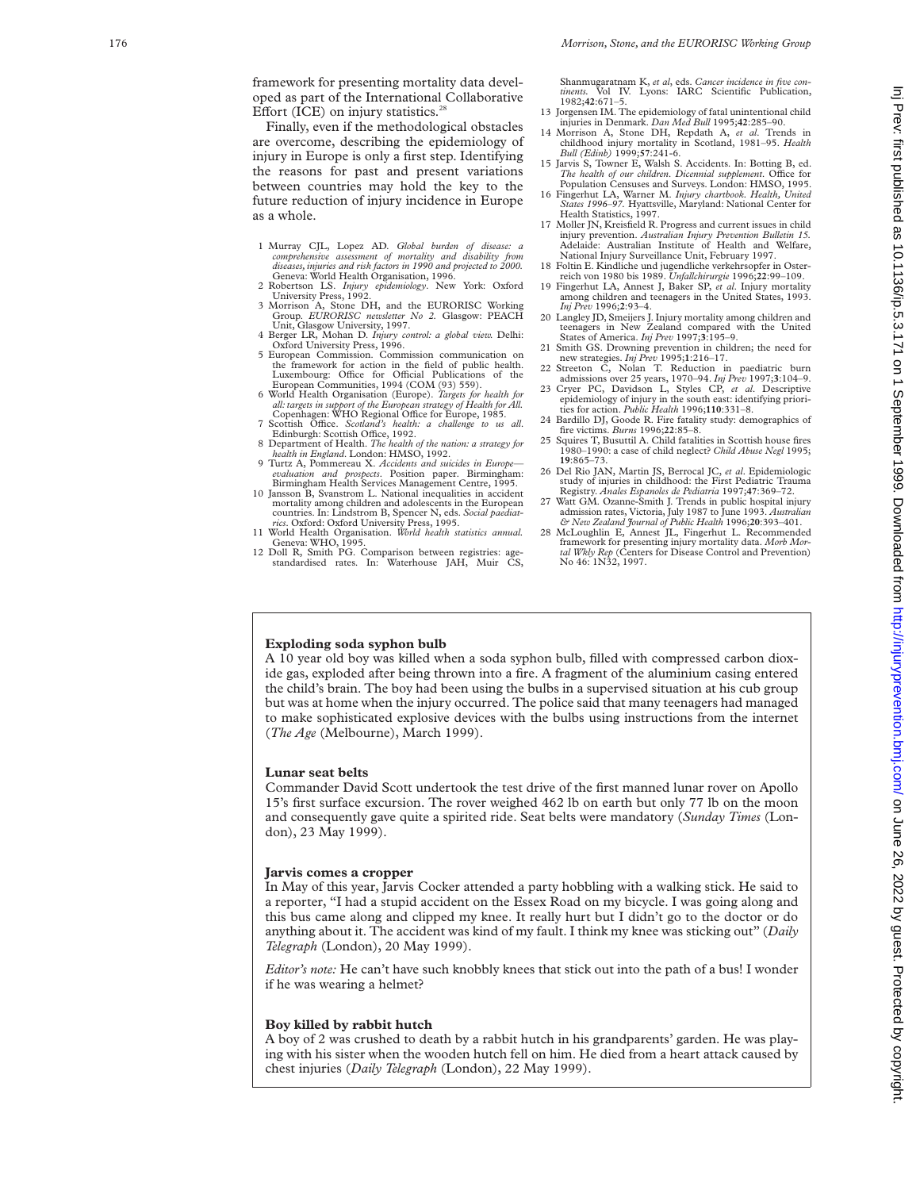framework for presenting mortality data developed as part of the International Collaborative Effort (ICE) on injury statistics.[28]

Finally, even if the methodological obstacles are overcome, describing the epidemiology of injury in Europe is only a first step. Identifying the reasons for past and present variations between countries may hold the key to the future reduction of injury incidence in Europe as a whole.

1 Murray CJL, Lopez AD. *Global burden of disease: a comprehensive assessment of mortality and disability from diseases, injuries and risk factors in 1990 and projected to 2000.* Geneva: World Health Organisation, 1996.
2 Robertson LS. *Injury epidemiology*. New York: Oxford University Press, 1992.
3 Morrison A, Stone DH, and the EURORISC Working Group. *EURORISC newsletter No 2.* Glasgow: PEACH Unit, Glasgow University, 1997.
4 Berger LR, Mohan D. *Injury control: a global view.* Delhi: Oxford University Press, 1996.
5 European Commission. Commission communication on the framework for action in the field of public health. Luxembourg: Office for Official Publications of the European Communities, 1994 (COM (93) 559).
6 World Health Organisation (Europe). *Targets for health for all: targets in support of the European strategy of Health for All.* Copenhagen: WHO Regional Office for Europe, 1985.
7 Scottish Office. *Scotland's health: a challenge to us all*. Edinburgh: Scottish Office, 1992.
8 Department of Health. *The health of the nation: a strategy for health in England*. London: HMSO, 1992.
9 Turtz A, Pommereau X. *Accidents and suicides in Europe—evaluation and prospects*. Position paper. Birmingham: Birmingham Health Services Management Centre, 1995.
10 Jansson B, Svanstrom L. National inequalities in accident mortality among children and adolescents in the European countries. In: Lindstrom B, Spencer N, eds. *Social paediatrics*. Oxford: Oxford University Press, 1995.
11 World Health Organisation. *World health statistics annual.* Geneva: WHO, 1995.
12 Doll R, Smith PG. Comparison between registries: age-standardised rates. In: Waterhouse JAH, Muir CS, Shanmugaratnam K, *et al*, eds. *Cancer incidence in five continents.* Vol IV. Lyons: IARC Scientific Publication, 1982;**42**:671–5.
13 Jorgensen IM. The epidemiology of fatal unintentional child injuries in Denmark. *Dan Med Bull* 1995;**42**:285–90.
14 Morrison A, Stone DH, Repdath A, *et al*. Trends in childhood injury mortality in Scotland, 1981–95. *Health Bull (Edinb)* 1999;**57**:241-6.
15 Jarvis S, Towner E, Walsh S. Accidents. In: Botting B, ed. *The health of our children. Dicennial supplement*. Office for Population Censuses and Surveys. London: HMSO, 1995.
16 Fingerhut LA, Warner M. *Injury chartbook. Health, United States 1996–97.* Hyattsville, Maryland: National Center for Health Statistics, 1997.
17 Moller JN, Kreisfield R. Progress and current issues in child injury prevention. *Australian Injury Prevention Bulletin 15.* Adelaide: Australian Institute of Health and Welfare, National Injury Surveillance Unit, February 1997.
18 Foltin E. Kindliche und jugendliche verkehrsopfer in Osterreich von 1980 bis 1989. *Unfallchirurgie* 1996;**22**:99–109.
19 Fingerhut LA, Annest J, Baker SP, *et al*. Injury mortality among children and teenagers in the United States, 1993. *Inj Prev* 1996;**2**:93–4.
20 Langley JD, Smeijers J. Injury mortality among children and teenagers in New Zealand compared with the United States of America. *Inj Prev* 1997;**3**:195–9.
21 Smith GS. Drowning prevention in children; the need for new strategies. *Inj Prev* 1995;**1**:216–17.
22 Streeton C, Nolan T. Reduction in paediatric burn admissions over 25 years, 1970–94. *Inj Prev* 1997;**3**:104–9.
23 Cryer PC, Davidson L, Styles CP, *et al*. Descriptive epidemiology of injury in the south east: identifying priorities for action. *Public Health* 1996;**110**:331–8.
24 Bardillo DJ, Goode R. Fire fatality study: demographics of fire victims. *Burns* 1996;**22**:85–8.
25 Squires T, Busutil A. Child fatalities in Scottish house fires 1980–1990: a case of child neglect? *Child Abuse Negl* 1995; **19**:865–73.
26 Del Rio JAN, Martin JS, Berrocal JC, *et al*. Epidemiologic study of injuries in childhood: the First Pediatric Trauma Registry. *Anales Espanoles de Pediatria* 1997;**47**:369–72.
27 Watt GM. Ozanne-Smith J. Trends in public hospital injury admission rates, Victoria, July 1987 to June 1993. *Australian & New Zealand Journal of Public Health* 1996;**20**:393–401.
28 McLoughlin E, Annest JL, Fingerhut L. Recommended framework for presenting injury mortality data. *Morb Mortal Wkly Rep* (Centers for Disease Control and Prevention) No 46: 1N32, 1997.

**Exploding soda syphon bulb**

A 10 year old boy was killed when a soda syphon bulb, filled with compressed carbon dioxide gas, exploded after being thrown into a fire. A fragment of the aluminium casing entered the child's brain. The boy had been using the bulbs in a supervised situation at his cub group but was at home when the injury occurred. The police said that many teenagers had managed to make sophisticated explosive devices with the bulbs using instructions from the internet (*The Age* (Melbourne), March 1999).

**Lunar seat belts**

Commander David Scott undertook the test drive of the first manned lunar rover on Apollo 15's first surface excursion. The rover weighed 462 lb on earth but only 77 lb on the moon and consequently gave quite a spirited ride. Seat belts were mandatory (*Sunday Times* (London), 23 May 1999).

**Jarvis comes a cropper**

In May of this year, Jarvis Cocker attended a party hobbling with a walking stick. He said to a reporter, "I had a stupid accident on the Essex Road on my bicycle. I was going along and this bus came along and clipped my knee. It really hurt but I didn't go to the doctor or do anything about it. The accident was kind of my fault. I think my knee was sticking out" (*Daily Telegraph* (London), 20 May 1999).

*Editor's note:* He can't have such knobbly knees that stick out into the path of a bus! I wonder if he was wearing a helmet?

**Boy killed by rabbit hutch**

A boy of 2 was crushed to death by a rabbit hutch in his grandparents' garden. He was playing with his sister when the wooden hutch fell on him. He died from a heart attack caused by chest injuries (*Daily Telegraph* (London), 22 May 1999).